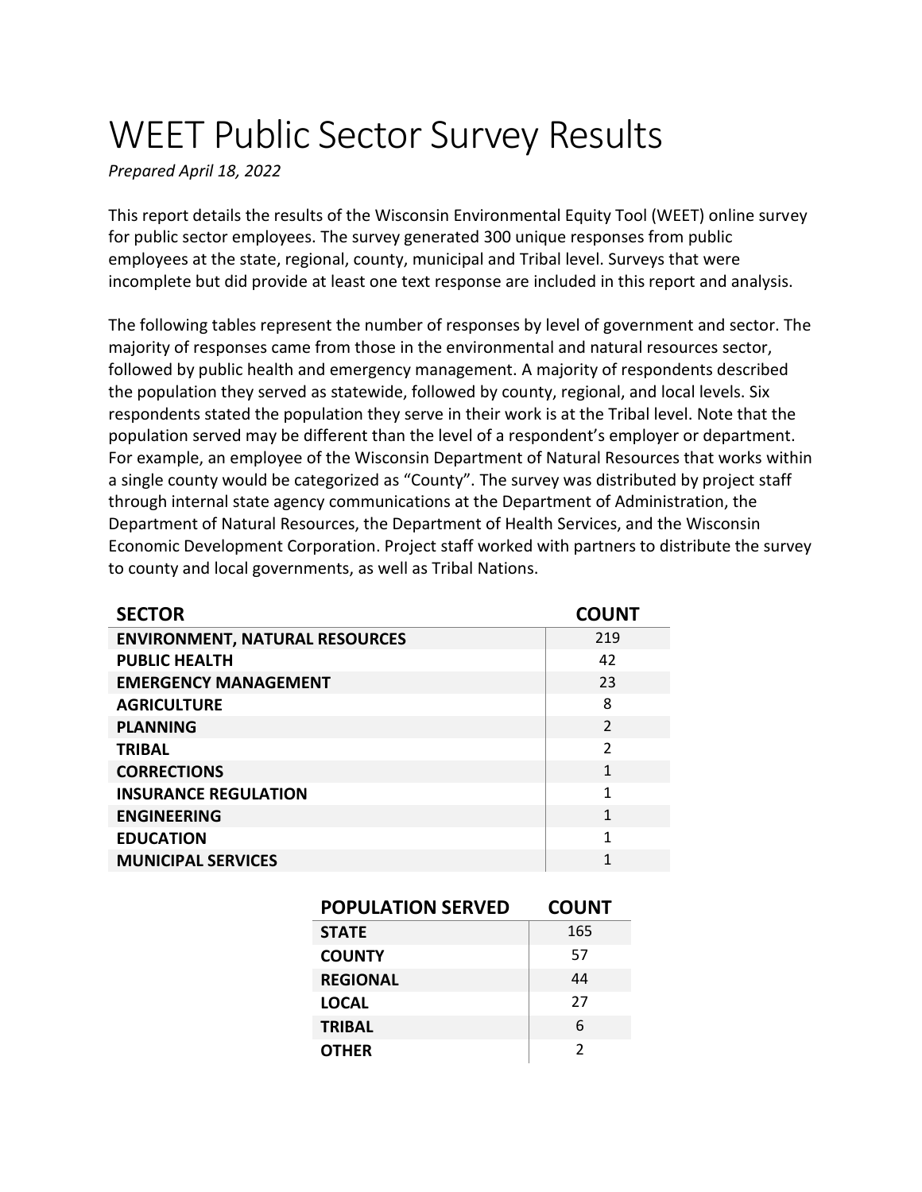# WEET Public Sector Survey Results

*Prepared April 18, 2022*

This report details the results of the Wisconsin Environmental Equity Tool (WEET) online survey for public sector employees. The survey generated 300 unique responses from public employees at the state, regional, county, municipal and Tribal level. Surveys that were incomplete but did provide at least one text response are included in this report and analysis.

The following tables represent the number of responses by level of government and sector. The majority of responses came from those in the environmental and natural resources sector, followed by public health and emergency management. A majority of respondents described the population they served as statewide, followed by county, regional, and local levels. Six respondents stated the population they serve in their work is at the Tribal level. Note that the population served may be different than the level of a respondent's employer or department. For example, an employee of the Wisconsin Department of Natural Resources that works within a single county would be categorized as "County". The survey was distributed by project staff through internal state agency communications at the Department of Administration, the Department of Natural Resources, the Department of Health Services, and the Wisconsin Economic Development Corporation. Project staff worked with partners to distribute the survey to county and local governments, as well as Tribal Nations.

| SECTOR | COUNT |
|---|---|
| ENVIRONMENT, NATURAL RESOURCES | 219 |
| PUBLIC HEALTH | 42 |
| EMERGENCY MANAGEMENT | 23 |
| AGRICULTURE | 8 |
| PLANNING | 2 |
| TRIBAL | 2 |
| CORRECTIONS | 1 |
| INSURANCE REGULATION | 1 |
| ENGINEERING | 1 |
| EDUCATION | 1 |
| MUNICIPAL SERVICES | 1 |

| POPULATION SERVED | COUNT |
|---|---|
| STATE | 165 |
| COUNTY | 57 |
| REGIONAL | 44 |
| LOCAL | 27 |
| TRIBAL | 6 |
| OTHER | 2 |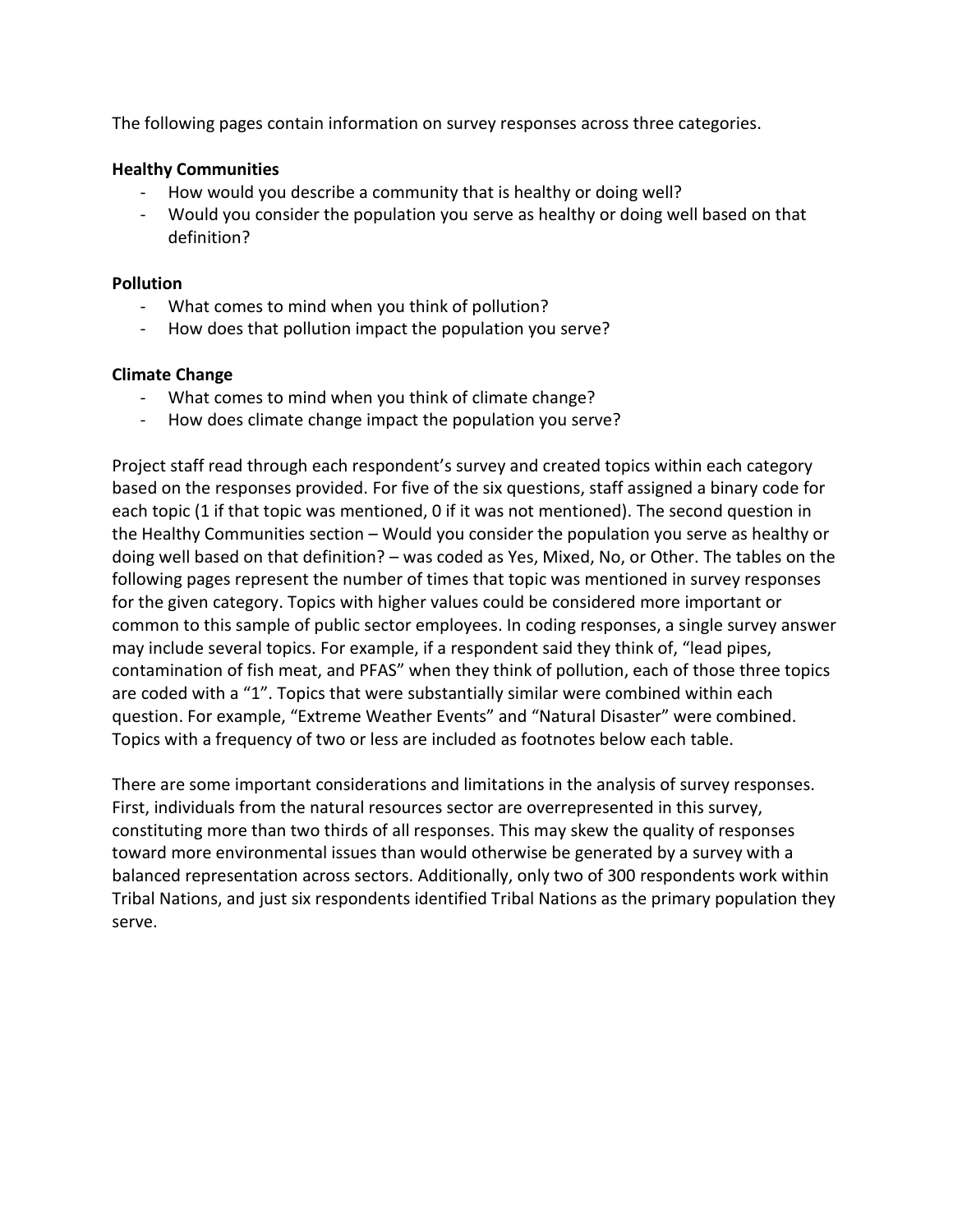The following pages contain information on survey responses across three categories.

**Healthy Communities**

- How would you describe a community that is healthy or doing well?
- Would you consider the population you serve as healthy or doing well based on that definition?

**Pollution**

- What comes to mind when you think of pollution?
- How does that pollution impact the population you serve?

**Climate Change**

- What comes to mind when you think of climate change?
- How does climate change impact the population you serve?

Project staff read through each respondent's survey and created topics within each category based on the responses provided. For five of the six questions, staff assigned a binary code for each topic (1 if that topic was mentioned, 0 if it was not mentioned). The second question in the Healthy Communities section – Would you consider the population you serve as healthy or doing well based on that definition? – was coded as Yes, Mixed, No, or Other. The tables on the following pages represent the number of times that topic was mentioned in survey responses for the given category. Topics with higher values could be considered more important or common to this sample of public sector employees. In coding responses, a single survey answer may include several topics. For example, if a respondent said they think of, "lead pipes, contamination of fish meat, and PFAS" when they think of pollution, each of those three topics are coded with a "1". Topics that were substantially similar were combined within each question. For example, "Extreme Weather Events" and "Natural Disaster" were combined. Topics with a frequency of two or less are included as footnotes below each table.

There are some important considerations and limitations in the analysis of survey responses. First, individuals from the natural resources sector are overrepresented in this survey, constituting more than two thirds of all responses. This may skew the quality of responses toward more environmental issues than would otherwise be generated by a survey with a balanced representation across sectors. Additionally, only two of 300 respondents work within Tribal Nations, and just six respondents identified Tribal Nations as the primary population they serve.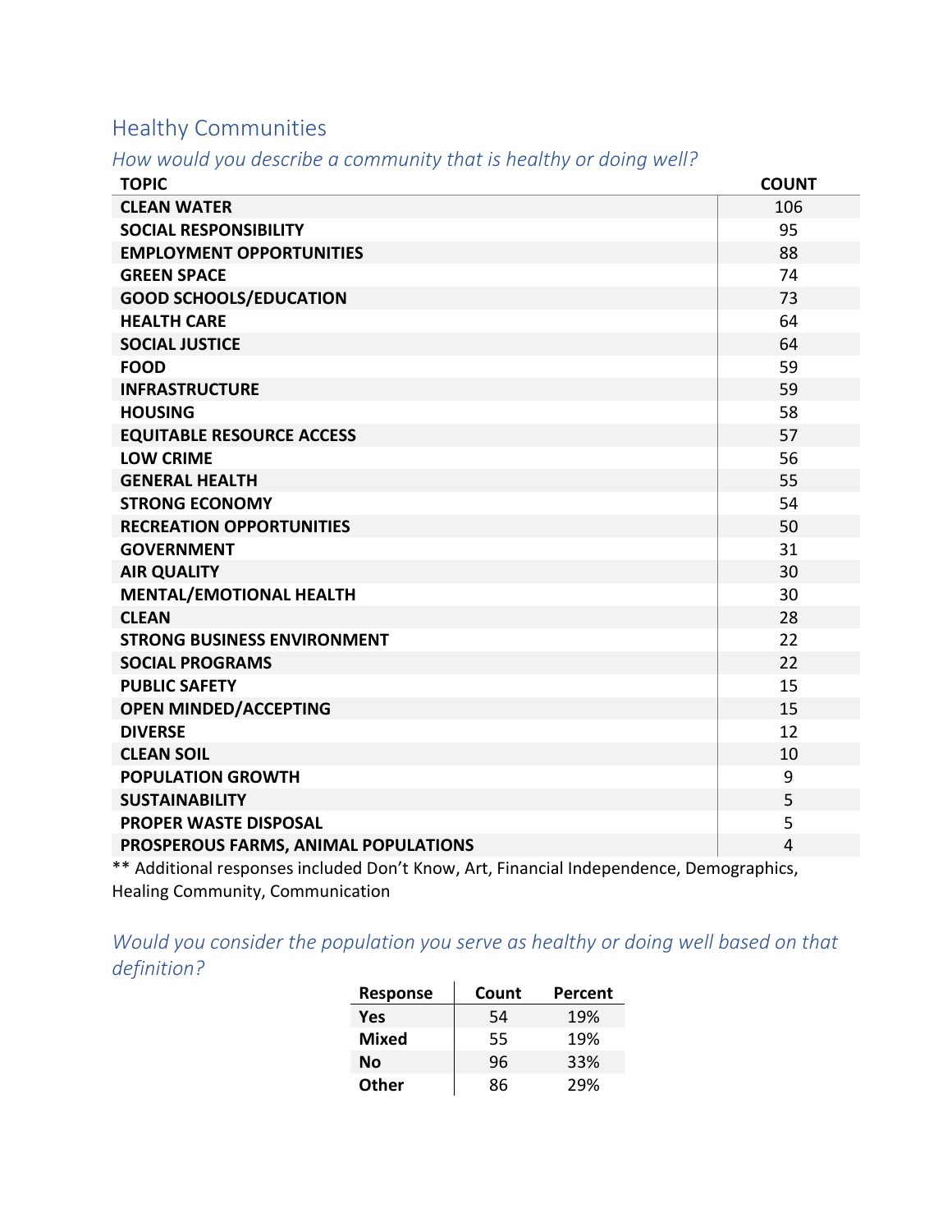## Healthy Communities

*How would you describe a community that is healthy or doing well?*

| TOPIC | COUNT |
|---|---|
| CLEAN WATER | 106 |
| SOCIAL RESPONSIBILITY | 95 |
| EMPLOYMENT OPPORTUNITIES | 88 |
| GREEN SPACE | 74 |
| GOOD SCHOOLS/EDUCATION | 73 |
| HEALTH CARE | 64 |
| SOCIAL JUSTICE | 64 |
| FOOD | 59 |
| INFRASTRUCTURE | 59 |
| HOUSING | 58 |
| EQUITABLE RESOURCE ACCESS | 57 |
| LOW CRIME | 56 |
| GENERAL HEALTH | 55 |
| STRONG ECONOMY | 54 |
| RECREATION OPPORTUNITIES | 50 |
| GOVERNMENT | 31 |
| AIR QUALITY | 30 |
| MENTAL/EMOTIONAL HEALTH | 30 |
| CLEAN | 28 |
| STRONG BUSINESS ENVIRONMENT | 22 |
| SOCIAL PROGRAMS | 22 |
| PUBLIC SAFETY | 15 |
| OPEN MINDED/ACCEPTING | 15 |
| DIVERSE | 12 |
| CLEAN SOIL | 10 |
| POPULATION GROWTH | 9 |
| SUSTAINABILITY | 5 |
| PROPER WASTE DISPOSAL | 5 |
| PROSPEROUS FARMS, ANIMAL POPULATIONS | 4 |

** Additional responses included Don't Know, Art, Financial Independence, Demographics, Healing Community, Communication

*Would you consider the population you serve as healthy or doing well based on that definition?*

| Response | Count | Percent |
|---|---|---|
| Yes | 54 | 19% |
| Mixed | 55 | 19% |
| No | 96 | 33% |
| Other | 86 | 29% |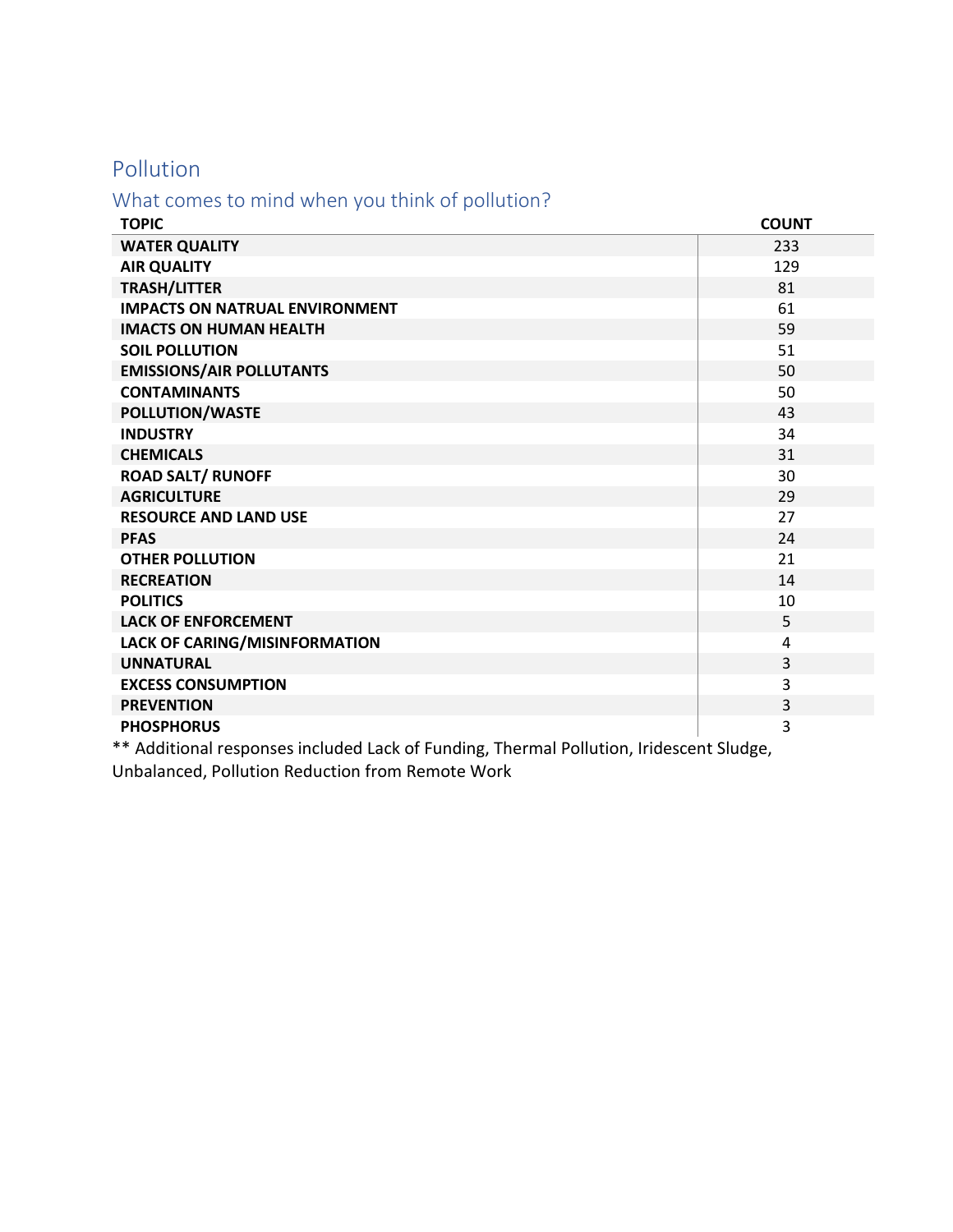## Pollution

### What comes to mind when you think of pollution?

| TOPIC | COUNT |
|---|---|
| **WATER QUALITY** | 233 |
| **AIR QUALITY** | 129 |
| **TRASH/LITTER** | 81 |
| **IMPACTS ON NATRUAL ENVIRONMENT** | 61 |
| **IMACTS ON HUMAN HEALTH** | 59 |
| **SOIL POLLUTION** | 51 |
| **EMISSIONS/AIR POLLUTANTS** | 50 |
| **CONTAMINANTS** | 50 |
| **POLLUTION/WASTE** | 43 |
| **INDUSTRY** | 34 |
| **CHEMICALS** | 31 |
| **ROAD SALT/ RUNOFF** | 30 |
| **AGRICULTURE** | 29 |
| **RESOURCE AND LAND USE** | 27 |
| **PFAS** | 24 |
| **OTHER POLLUTION** | 21 |
| **RECREATION** | 14 |
| **POLITICS** | 10 |
| **LACK OF ENFORCEMENT** | 5 |
| **LACK OF CARING/MISINFORMATION** | 4 |
| **UNNATURAL** | 3 |
| **EXCESS CONSUMPTION** | 3 |
| **PREVENTION** | 3 |
| **PHOSPHORUS** | 3 |

** Additional responses included Lack of Funding, Thermal Pollution, Iridescent Sludge, Unbalanced, Pollution Reduction from Remote Work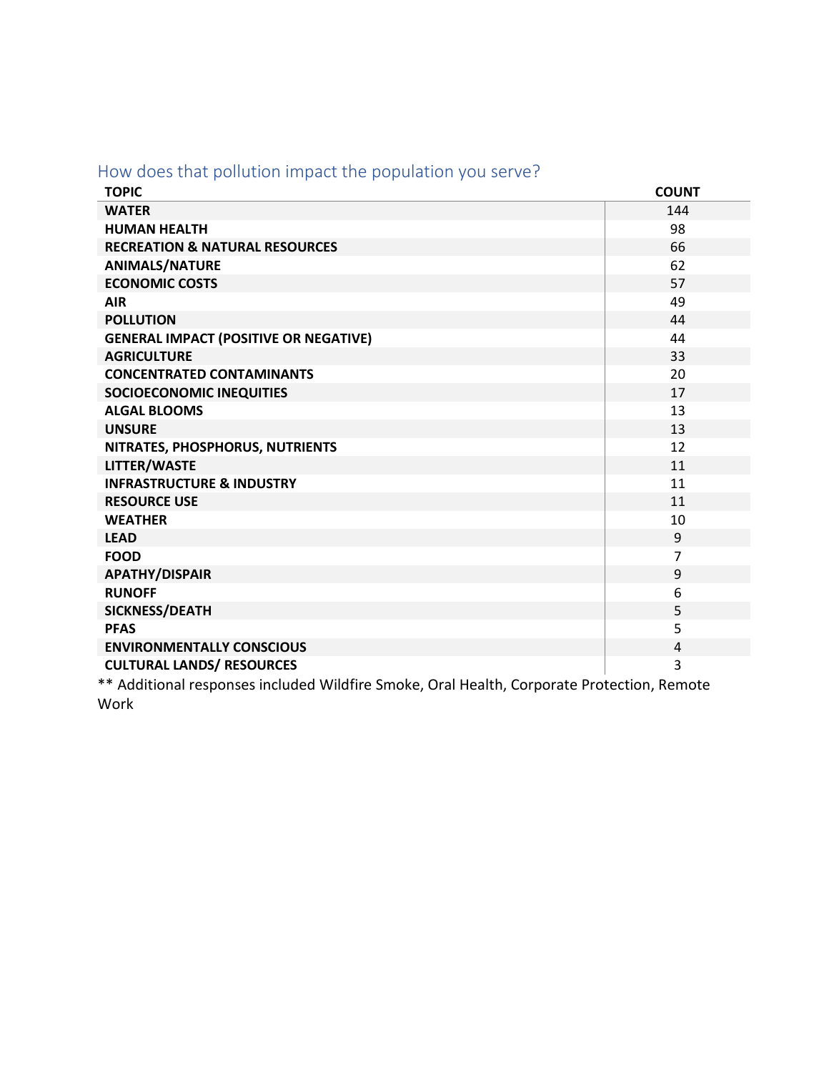## How does that pollution impact the population you serve?

| TOPIC | COUNT |
|---|---|
| **WATER** | 144 |
| **HUMAN HEALTH** | 98 |
| **RECREATION & NATURAL RESOURCES** | 66 |
| **ANIMALS/NATURE** | 62 |
| **ECONOMIC COSTS** | 57 |
| **AIR** | 49 |
| **POLLUTION** | 44 |
| **GENERAL IMPACT (POSITIVE OR NEGATIVE)** | 44 |
| **AGRICULTURE** | 33 |
| **CONCENTRATED CONTAMINANTS** | 20 |
| **SOCIOECONOMIC INEQUITIES** | 17 |
| **ALGAL BLOOMS** | 13 |
| **UNSURE** | 13 |
| **NITRATES, PHOSPHORUS, NUTRIENTS** | 12 |
| **LITTER/WASTE** | 11 |
| **INFRASTRUCTURE & INDUSTRY** | 11 |
| **RESOURCE USE** | 11 |
| **WEATHER** | 10 |
| **LEAD** | 9 |
| **FOOD** | 7 |
| **APATHY/DISPAIR** | 9 |
| **RUNOFF** | 6 |
| **SICKNESS/DEATH** | 5 |
| **PFAS** | 5 |
| **ENVIRONMENTALLY CONSCIOUS** | 4 |
| **CULTURAL LANDS/ RESOURCES** | 3 |

** Additional responses included Wildfire Smoke, Oral Health, Corporate Protection, Remote Work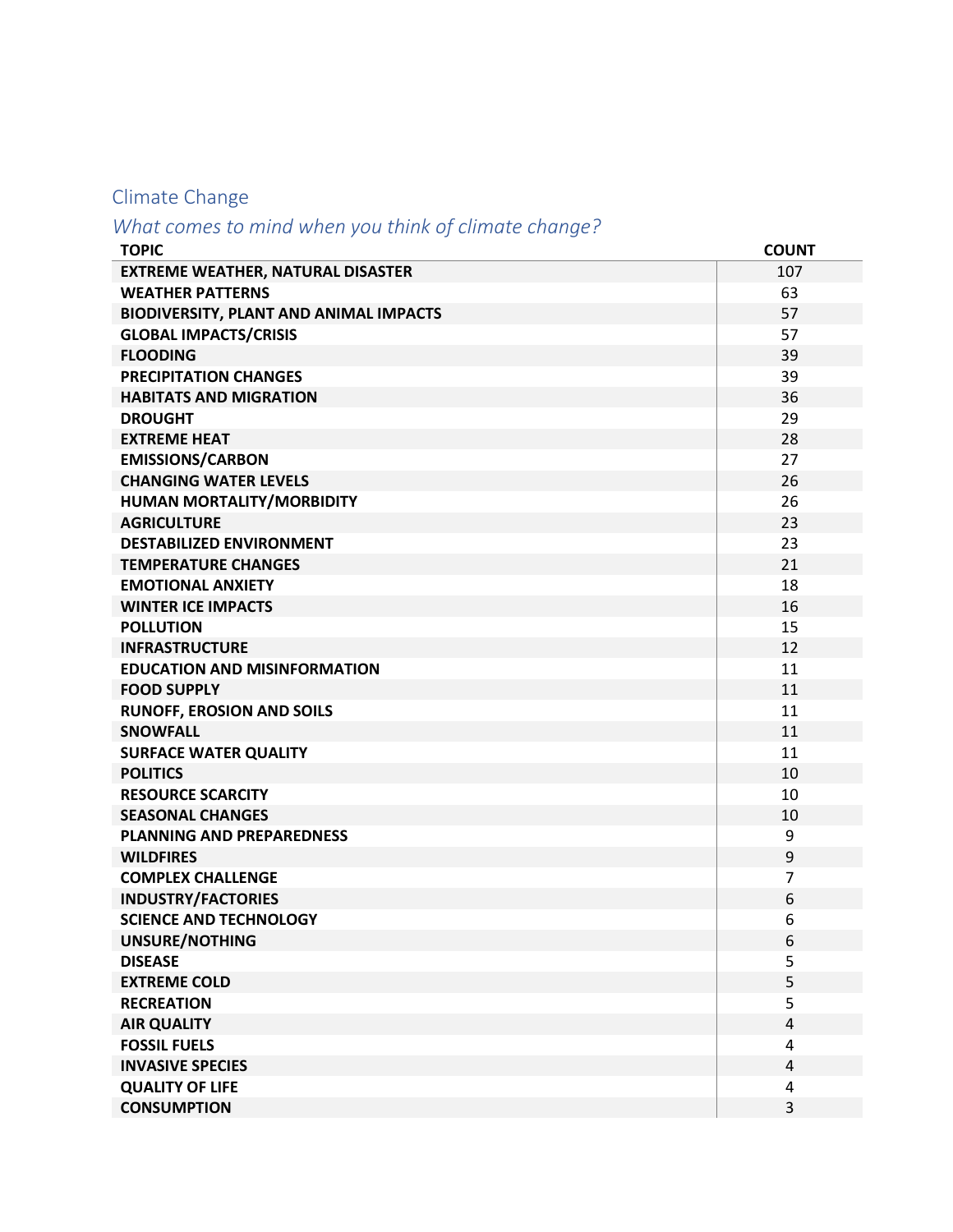## Climate Change

### *What comes to mind when you think of climate change?*

| TOPIC | COUNT |
| --- | --- |
| EXTREME WEATHER, NATURAL DISASTER | 107 |
| WEATHER PATTERNS | 63 |
| BIODIVERSITY, PLANT AND ANIMAL IMPACTS | 57 |
| GLOBAL IMPACTS/CRISIS | 57 |
| FLOODING | 39 |
| PRECIPITATION CHANGES | 39 |
| HABITATS AND MIGRATION | 36 |
| DROUGHT | 29 |
| EXTREME HEAT | 28 |
| EMISSIONS/CARBON | 27 |
| CHANGING WATER LEVELS | 26 |
| HUMAN MORTALITY/MORBIDITY | 26 |
| AGRICULTURE | 23 |
| DESTABILIZED ENVIRONMENT | 23 |
| TEMPERATURE CHANGES | 21 |
| EMOTIONAL ANXIETY | 18 |
| WINTER ICE IMPACTS | 16 |
| POLLUTION | 15 |
| INFRASTRUCTURE | 12 |
| EDUCATION AND MISINFORMATION | 11 |
| FOOD SUPPLY | 11 |
| RUNOFF, EROSION AND SOILS | 11 |
| SNOWFALL | 11 |
| SURFACE WATER QUALITY | 11 |
| POLITICS | 10 |
| RESOURCE SCARCITY | 10 |
| SEASONAL CHANGES | 10 |
| PLANNING AND PREPAREDNESS | 9 |
| WILDFIRES | 9 |
| COMPLEX CHALLENGE | 7 |
| INDUSTRY/FACTORIES | 6 |
| SCIENCE AND TECHNOLOGY | 6 |
| UNSURE/NOTHING | 6 |
| DISEASE | 5 |
| EXTREME COLD | 5 |
| RECREATION | 5 |
| AIR QUALITY | 4 |
| FOSSIL FUELS | 4 |
| INVASIVE SPECIES | 4 |
| QUALITY OF LIFE | 4 |
| CONSUMPTION | 3 |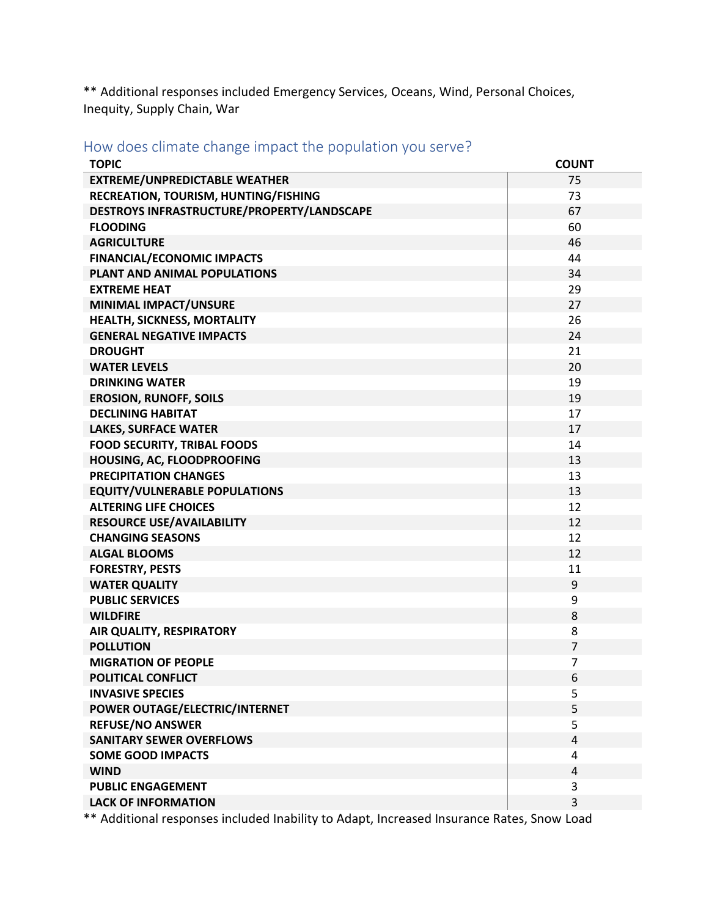** Additional responses included Emergency Services, Oceans, Wind, Personal Choices, Inequity, Supply Chain, War

## How does climate change impact the population you serve?

| TOPIC | COUNT |
|---|---|
| EXTREME/UNPREDICTABLE WEATHER | 75 |
| RECREATION, TOURISM, HUNTING/FISHING | 73 |
| DESTROYS INFRASTRUCTURE/PROPERTY/LANDSCAPE | 67 |
| FLOODING | 60 |
| AGRICULTURE | 46 |
| FINANCIAL/ECONOMIC IMPACTS | 44 |
| PLANT AND ANIMAL POPULATIONS | 34 |
| EXTREME HEAT | 29 |
| MINIMAL IMPACT/UNSURE | 27 |
| HEALTH, SICKNESS, MORTALITY | 26 |
| GENERAL NEGATIVE IMPACTS | 24 |
| DROUGHT | 21 |
| WATER LEVELS | 20 |
| DRINKING WATER | 19 |
| EROSION, RUNOFF, SOILS | 19 |
| DECLINING HABITAT | 17 |
| LAKES, SURFACE WATER | 17 |
| FOOD SECURITY, TRIBAL FOODS | 14 |
| HOUSING, AC, FLOODPROOFING | 13 |
| PRECIPITATION CHANGES | 13 |
| EQUITY/VULNERABLE POPULATIONS | 13 |
| ALTERING LIFE CHOICES | 12 |
| RESOURCE USE/AVAILABILITY | 12 |
| CHANGING SEASONS | 12 |
| ALGAL BLOOMS | 12 |
| FORESTRY, PESTS | 11 |
| WATER QUALITY | 9 |
| PUBLIC SERVICES | 9 |
| WILDFIRE | 8 |
| AIR QUALITY, RESPIRATORY | 8 |
| POLLUTION | 7 |
| MIGRATION OF PEOPLE | 7 |
| POLITICAL CONFLICT | 6 |
| INVASIVE SPECIES | 5 |
| POWER OUTAGE/ELECTRIC/INTERNET | 5 |
| REFUSE/NO ANSWER | 5 |
| SANITARY SEWER OVERFLOWS | 4 |
| SOME GOOD IMPACTS | 4 |
| WIND | 4 |
| PUBLIC ENGAGEMENT | 3 |
| LACK OF INFORMATION | 3 |

** Additional responses included Inability to Adapt, Increased Insurance Rates, Snow Load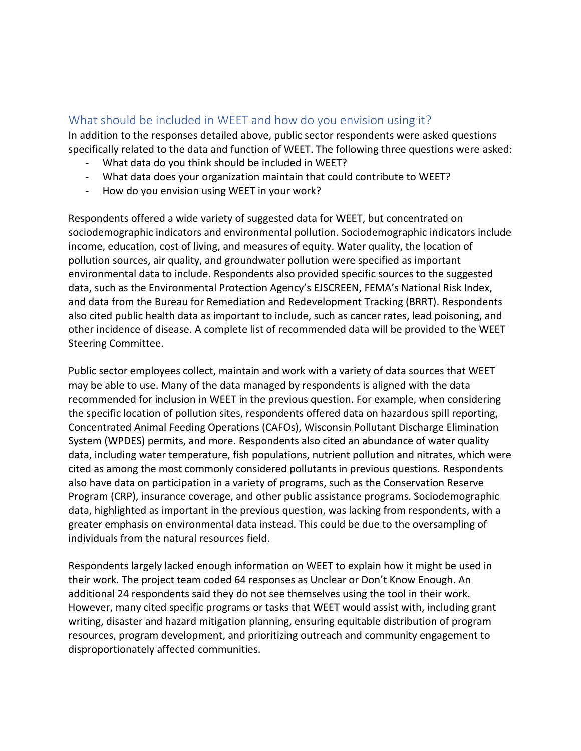## What should be included in WEET and how do you envision using it?

In addition to the responses detailed above, public sector respondents were asked questions specifically related to the data and function of WEET. The following three questions were asked:

- What data do you think should be included in WEET?
- What data does your organization maintain that could contribute to WEET?
- How do you envision using WEET in your work?

Respondents offered a wide variety of suggested data for WEET, but concentrated on sociodemographic indicators and environmental pollution. Sociodemographic indicators include income, education, cost of living, and measures of equity. Water quality, the location of pollution sources, air quality, and groundwater pollution were specified as important environmental data to include. Respondents also provided specific sources to the suggested data, such as the Environmental Protection Agency's EJSCREEN, FEMA's National Risk Index, and data from the Bureau for Remediation and Redevelopment Tracking (BRRT). Respondents also cited public health data as important to include, such as cancer rates, lead poisoning, and other incidence of disease. A complete list of recommended data will be provided to the WEET Steering Committee.

Public sector employees collect, maintain and work with a variety of data sources that WEET may be able to use. Many of the data managed by respondents is aligned with the data recommended for inclusion in WEET in the previous question. For example, when considering the specific location of pollution sites, respondents offered data on hazardous spill reporting, Concentrated Animal Feeding Operations (CAFOs), Wisconsin Pollutant Discharge Elimination System (WPDES) permits, and more. Respondents also cited an abundance of water quality data, including water temperature, fish populations, nutrient pollution and nitrates, which were cited as among the most commonly considered pollutants in previous questions. Respondents also have data on participation in a variety of programs, such as the Conservation Reserve Program (CRP), insurance coverage, and other public assistance programs. Sociodemographic data, highlighted as important in the previous question, was lacking from respondents, with a greater emphasis on environmental data instead. This could be due to the oversampling of individuals from the natural resources field.

Respondents largely lacked enough information on WEET to explain how it might be used in their work. The project team coded 64 responses as Unclear or Don't Know Enough. An additional 24 respondents said they do not see themselves using the tool in their work. However, many cited specific programs or tasks that WEET would assist with, including grant writing, disaster and hazard mitigation planning, ensuring equitable distribution of program resources, program development, and prioritizing outreach and community engagement to disproportionately affected communities.